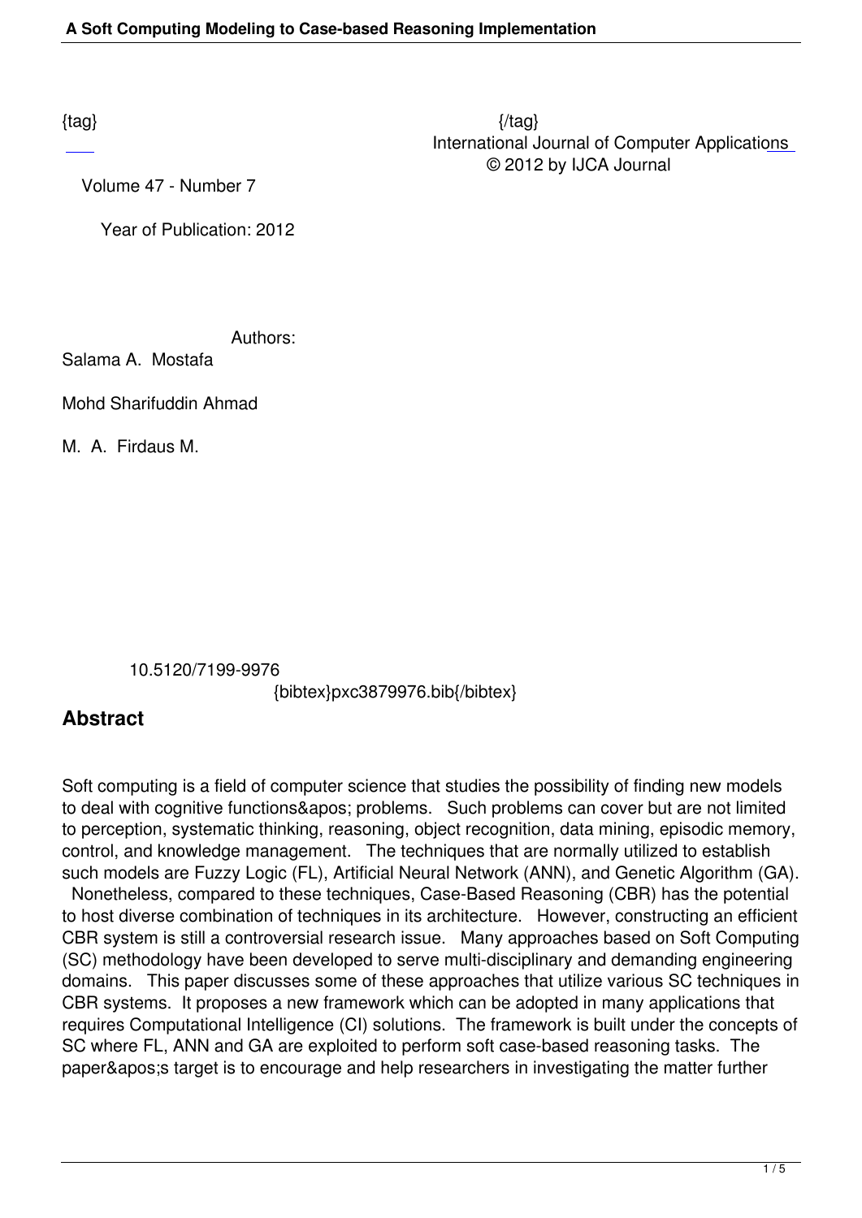{tag} {/tag}

International Journal of Computer Applications
© 2012 by IJCA Journal

Volume 47 - Number 7

Year of Publication: 2012

Authors:

Salama A. Mostafa

Mohd Sharifuddin Ahmad

M. A. Firdaus M.

10.5120/7199-9976

{bibtex}pxc3879976.bib{/bibtex}

## Abstract

Soft computing is a field of computer science that studies the possibility of finding new models to deal with cognitive functions&apos; problems. Such problems can cover but are not limited to perception, systematic thinking, reasoning, object recognition, data mining, episodic memory, control, and knowledge management. The techniques that are normally utilized to establish such models are Fuzzy Logic (FL), Artificial Neural Network (ANN), and Genetic Algorithm (GA). Nonetheless, compared to these techniques, Case-Based Reasoning (CBR) has the potential to host diverse combination of techniques in its architecture. However, constructing an efficient CBR system is still a controversial research issue. Many approaches based on Soft Computing (SC) methodology have been developed to serve multi-disciplinary and demanding engineering domains. This paper discusses some of these approaches that utilize various SC techniques in CBR systems. It proposes a new framework which can be adopted in many applications that requires Computational Intelligence (CI) solutions. The framework is built under the concepts of SC where FL, ANN and GA are exploited to perform soft case-based reasoning tasks. The paper&apos;s target is to encourage and help researchers in investigating the matter further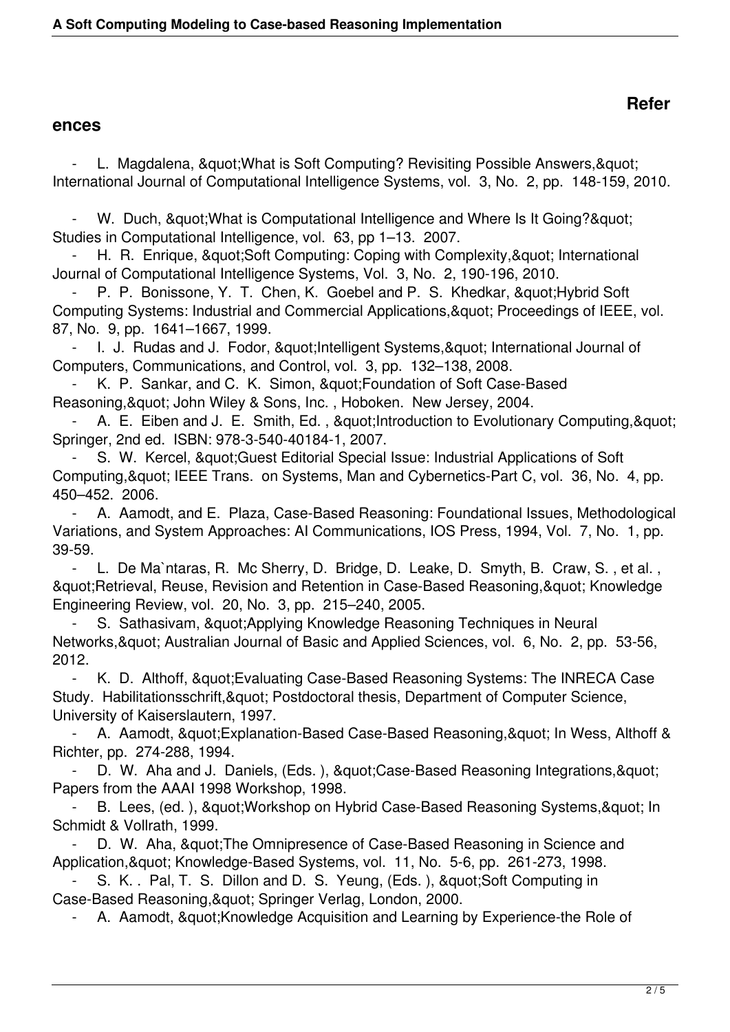## References

- L. Magdalena, &quot;What is Soft Computing? Revisiting Possible Answers,&quot; International Journal of Computational Intelligence Systems, vol. 3, No. 2, pp. 148-159, 2010.
- W. Duch, &quot;What is Computational Intelligence and Where Is It Going?&quot; Studies in Computational Intelligence, vol. 63, pp 1–13. 2007.
- H. R. Enrique, &quot;Soft Computing: Coping with Complexity,&quot; International Journal of Computational Intelligence Systems, Vol. 3, No. 2, 190-196, 2010.
- P. P. Bonissone, Y. T. Chen, K. Goebel and P. S. Khedkar, &quot;Hybrid Soft Computing Systems: Industrial and Commercial Applications,&quot; Proceedings of IEEE, vol. 87, No. 9, pp. 1641–1667, 1999.
- I. J. Rudas and J. Fodor, &quot;Intelligent Systems,&quot; International Journal of Computers, Communications, and Control, vol. 3, pp. 132–138, 2008.
- K. P. Sankar, and C. K. Simon, &quot;Foundation of Soft Case-Based Reasoning,&quot; John Wiley & Sons, Inc. , Hoboken. New Jersey, 2004.
- A. E. Eiben and J. E. Smith, Ed. , &quot;Introduction to Evolutionary Computing,&quot; Springer, 2nd ed. ISBN: 978-3-540-40184-1, 2007.
- S. W. Kercel, &quot;Guest Editorial Special Issue: Industrial Applications of Soft Computing,&quot; IEEE Trans. on Systems, Man and Cybernetics-Part C, vol. 36, No. 4, pp. 450–452. 2006.
- A. Aamodt, and E. Plaza, Case-Based Reasoning: Foundational Issues, Methodological Variations, and System Approaches: AI Communications, IOS Press, 1994, Vol. 7, No. 1, pp. 39-59.
- L. De Ma`ntaras, R. Mc Sherry, D. Bridge, D. Leake, D. Smyth, B. Craw, S. , et al. , &quot;Retrieval, Reuse, Revision and Retention in Case-Based Reasoning,&quot; Knowledge Engineering Review, vol. 20, No. 3, pp. 215–240, 2005.
- S. Sathasivam, &quot;Applying Knowledge Reasoning Techniques in Neural Networks,&quot; Australian Journal of Basic and Applied Sciences, vol. 6, No. 2, pp. 53-56, 2012.
- K. D. Althoff, &quot;Evaluating Case-Based Reasoning Systems: The INRECA Case Study. Habilitationsschrift,&quot; Postdoctoral thesis, Department of Computer Science, University of Kaiserslautern, 1997.
- A. Aamodt, &quot;Explanation-Based Case-Based Reasoning,&quot; In Wess, Althoff & Richter, pp. 274-288, 1994.
- D. W. Aha and J. Daniels, (Eds. ), &quot;Case-Based Reasoning Integrations,&quot; Papers from the AAAI 1998 Workshop, 1998.
- B. Lees, (ed. ), &quot;Workshop on Hybrid Case-Based Reasoning Systems,&quot; In Schmidt & Vollrath, 1999.
- D. W. Aha, &quot;The Omnipresence of Case-Based Reasoning in Science and Application,&quot; Knowledge-Based Systems, vol. 11, No. 5-6, pp. 261-273, 1998.
- S. K. . Pal, T. S. Dillon and D. S. Yeung, (Eds. ), &quot;Soft Computing in Case-Based Reasoning,&quot; Springer Verlag, London, 2000.
- A. Aamodt, &quot;Knowledge Acquisition and Learning by Experience-the Role of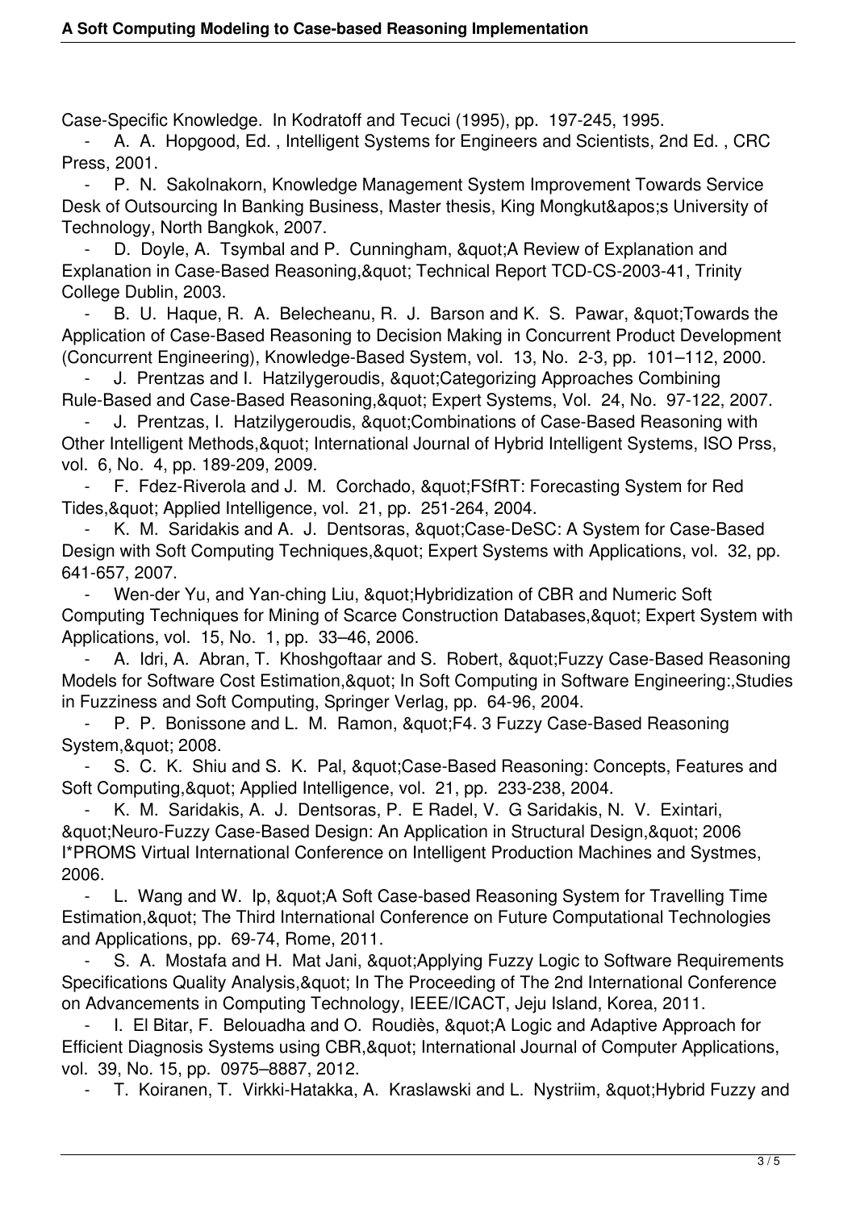Case-Specific Knowledge. In Kodratoff and Tecuci (1995), pp. 197-245, 1995.

- A. A. Hopgood, Ed. , Intelligent Systems for Engineers and Scientists, 2nd Ed. , CRC Press, 2001.
- P. N. Sakolnakorn, Knowledge Management System Improvement Towards Service Desk of Outsourcing In Banking Business, Master thesis, King Mongkut&apos;s University of Technology, North Bangkok, 2007.
- D. Doyle, A. Tsymbal and P. Cunningham, &quot;A Review of Explanation and Explanation in Case-Based Reasoning,&quot; Technical Report TCD-CS-2003-41, Trinity College Dublin, 2003.
- B. U. Haque, R. A. Belecheanu, R. J. Barson and K. S. Pawar, &quot;Towards the Application of Case-Based Reasoning to Decision Making in Concurrent Product Development (Concurrent Engineering), Knowledge-Based System, vol. 13, No. 2-3, pp. 101–112, 2000.
- J. Prentzas and I. Hatzilygeroudis, &quot;Categorizing Approaches Combining Rule-Based and Case-Based Reasoning,&quot; Expert Systems, Vol. 24, No. 97-122, 2007.
- J. Prentzas, I. Hatzilygeroudis, &quot;Combinations of Case-Based Reasoning with Other Intelligent Methods,&quot; International Journal of Hybrid Intelligent Systems, ISO Prss, vol. 6, No. 4, pp. 189-209, 2009.
- F. Fdez-Riverola and J. M. Corchado, &quot;FSfRT: Forecasting System for Red Tides,&quot; Applied Intelligence, vol. 21, pp. 251-264, 2004.
- K. M. Saridakis and A. J. Dentsoras, &quot;Case-DeSC: A System for Case-Based Design with Soft Computing Techniques,&quot; Expert Systems with Applications, vol. 32, pp. 641-657, 2007.
- Wen-der Yu, and Yan-ching Liu, &quot;Hybridization of CBR and Numeric Soft Computing Techniques for Mining of Scarce Construction Databases,&quot; Expert System with Applications, vol. 15, No. 1, pp. 33–46, 2006.
- A. Idri, A. Abran, T. Khoshgoftaar and S. Robert, &quot;Fuzzy Case-Based Reasoning Models for Software Cost Estimation,&quot; In Soft Computing in Software Engineering:,Studies in Fuzziness and Soft Computing, Springer Verlag, pp. 64-96, 2004.
- P. P. Bonissone and L. M. Ramon, &quot;F4. 3 Fuzzy Case-Based Reasoning System,&quot; 2008.
- S. C. K. Shiu and S. K. Pal, &quot;Case-Based Reasoning: Concepts, Features and Soft Computing,&quot; Applied Intelligence, vol. 21, pp. 233-238, 2004.
- K. M. Saridakis, A. J. Dentsoras, P. E Radel, V. G Saridakis, N. V. Exintari, &quot;Neuro-Fuzzy Case-Based Design: An Application in Structural Design,&quot; 2006 I*PROMS Virtual International Conference on Intelligent Production Machines and Systmes, 2006.
- L. Wang and W. Ip, &quot;A Soft Case-based Reasoning System for Travelling Time Estimation,&quot; The Third International Conference on Future Computational Technologies and Applications, pp. 69-74, Rome, 2011.
- S. A. Mostafa and H. Mat Jani, &quot;Applying Fuzzy Logic to Software Requirements Specifications Quality Analysis,&quot; In The Proceeding of The 2nd International Conference on Advancements in Computing Technology, IEEE/ICACT, Jeju Island, Korea, 2011.
- I. El Bitar, F. Belouadha and O. Roudiès, &quot;A Logic and Adaptive Approach for Efficient Diagnosis Systems using CBR,&quot; International Journal of Computer Applications, vol. 39, No. 15, pp. 0975–8887, 2012.
- T. Koiranen, T. Virkki-Hatakka, A. Kraslawski and L. Nystriim, &quot;Hybrid Fuzzy and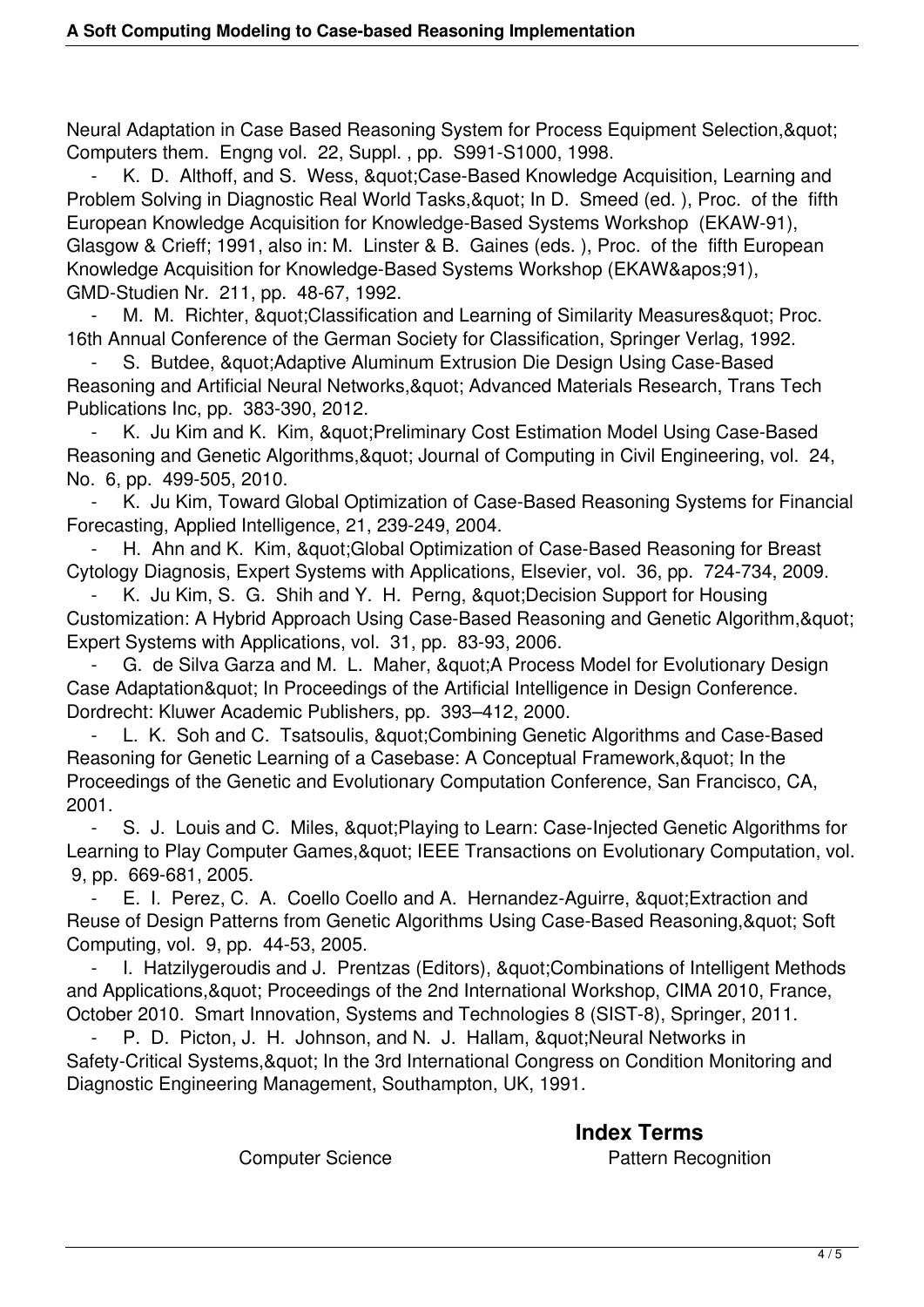Neural Adaptation in Case Based Reasoning System for Process Equipment Selection,&quot; Computers them. Engng vol. 22, Suppl. , pp. S991-S1000, 1998.

- K. D. Althoff, and S. Wess, &quot;Case-Based Knowledge Acquisition, Learning and Problem Solving in Diagnostic Real World Tasks,&quot; In D. Smeed (ed. ), Proc. of the fifth European Knowledge Acquisition for Knowledge-Based Systems Workshop (EKAW-91), Glasgow & Crieff; 1991, also in: M. Linster & B. Gaines (eds. ), Proc. of the fifth European Knowledge Acquisition for Knowledge-Based Systems Workshop (EKAW&apos;91), GMD-Studien Nr. 211, pp. 48-67, 1992.
- M. M. Richter, &quot;Classification and Learning of Similarity Measures&quot; Proc. 16th Annual Conference of the German Society for Classification, Springer Verlag, 1992.
- S. Butdee, &quot;Adaptive Aluminum Extrusion Die Design Using Case-Based Reasoning and Artificial Neural Networks,&quot; Advanced Materials Research, Trans Tech Publications Inc, pp. 383-390, 2012.
- K. Ju Kim and K. Kim, &quot;Preliminary Cost Estimation Model Using Case-Based Reasoning and Genetic Algorithms,&quot; Journal of Computing in Civil Engineering, vol. 24, No. 6, pp. 499-505, 2010.
- K. Ju Kim, Toward Global Optimization of Case-Based Reasoning Systems for Financial Forecasting, Applied Intelligence, 21, 239-249, 2004.
- H. Ahn and K. Kim, &quot;Global Optimization of Case-Based Reasoning for Breast Cytology Diagnosis, Expert Systems with Applications, Elsevier, vol. 36, pp. 724-734, 2009.
- K. Ju Kim, S. G. Shih and Y. H. Perng, &quot;Decision Support for Housing Customization: A Hybrid Approach Using Case-Based Reasoning and Genetic Algorithm,&quot; Expert Systems with Applications, vol. 31, pp. 83-93, 2006.
- G. de Silva Garza and M. L. Maher, &quot;A Process Model for Evolutionary Design Case Adaptation&quot; In Proceedings of the Artificial Intelligence in Design Conference. Dordrecht: Kluwer Academic Publishers, pp. 393–412, 2000.
- L. K. Soh and C. Tsatsoulis, &quot;Combining Genetic Algorithms and Case-Based Reasoning for Genetic Learning of a Casebase: A Conceptual Framework,&quot; In the Proceedings of the Genetic and Evolutionary Computation Conference, San Francisco, CA, 2001.
- S. J. Louis and C. Miles, &quot;Playing to Learn: Case-Injected Genetic Algorithms for Learning to Play Computer Games,&quot; IEEE Transactions on Evolutionary Computation, vol. 9, pp. 669-681, 2005.
- E. I. Perez, C. A. Coello Coello and A. Hernandez-Aguirre, &quot;Extraction and Reuse of Design Patterns from Genetic Algorithms Using Case-Based Reasoning,&quot; Soft Computing, vol. 9, pp. 44-53, 2005.
- I. Hatzilygeroudis and J. Prentzas (Editors), &quot;Combinations of Intelligent Methods and Applications,&quot; Proceedings of the 2nd International Workshop, CIMA 2010, France, October 2010. Smart Innovation, Systems and Technologies 8 (SIST-8), Springer, 2011.
- P. D. Picton, J. H. Johnson, and N. J. Hallam, &quot;Neural Networks in Safety-Critical Systems,&quot; In the 3rd International Congress on Condition Monitoring and Diagnostic Engineering Management, Southampton, UK, 1991.

## Index Terms

Computer Science Pattern Recognition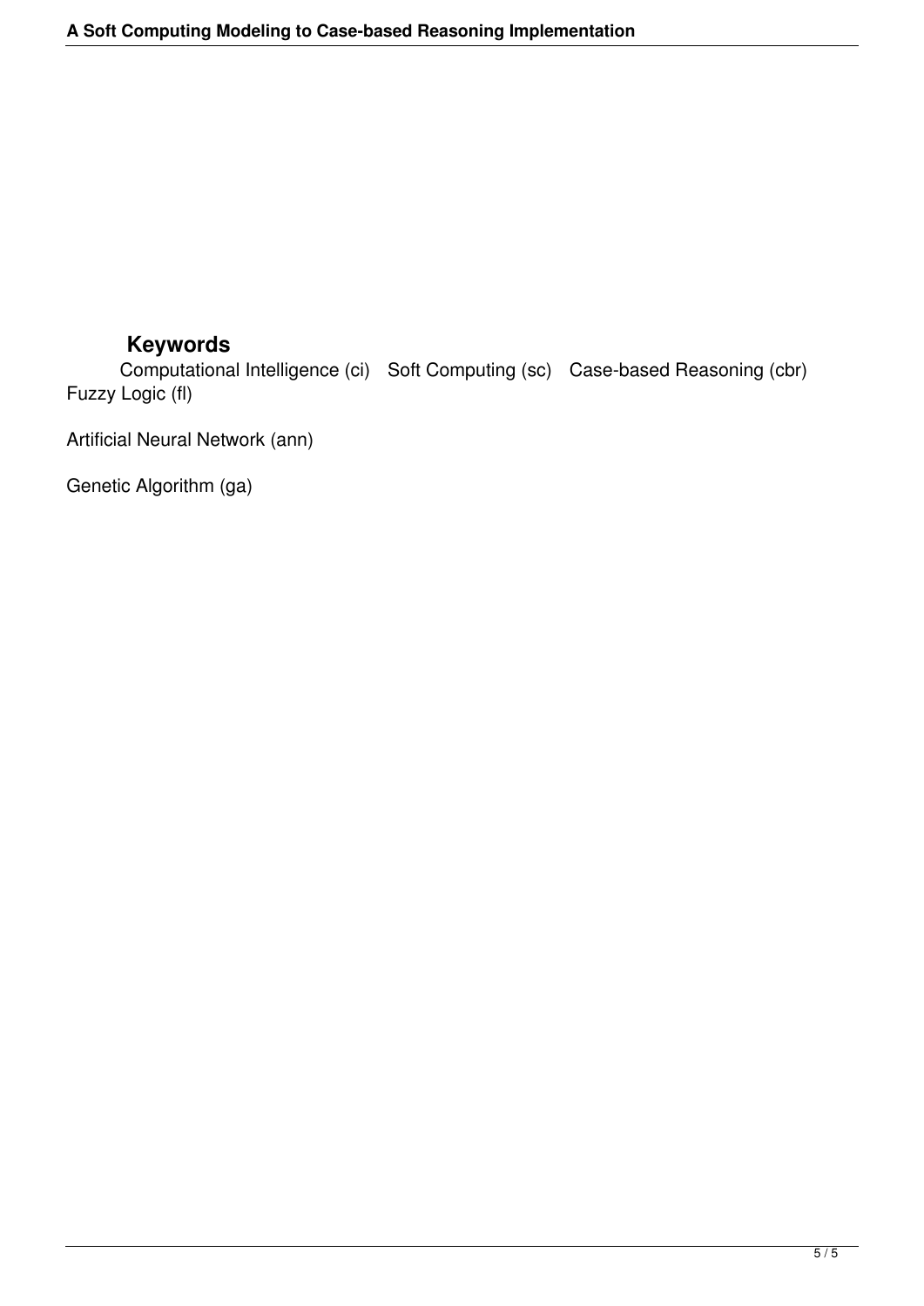## Keywords

Computational Intelligence (ci) Soft Computing (sc) Case-based Reasoning (cbr) Fuzzy Logic (fl)

Artificial Neural Network (ann)

Genetic Algorithm (ga)